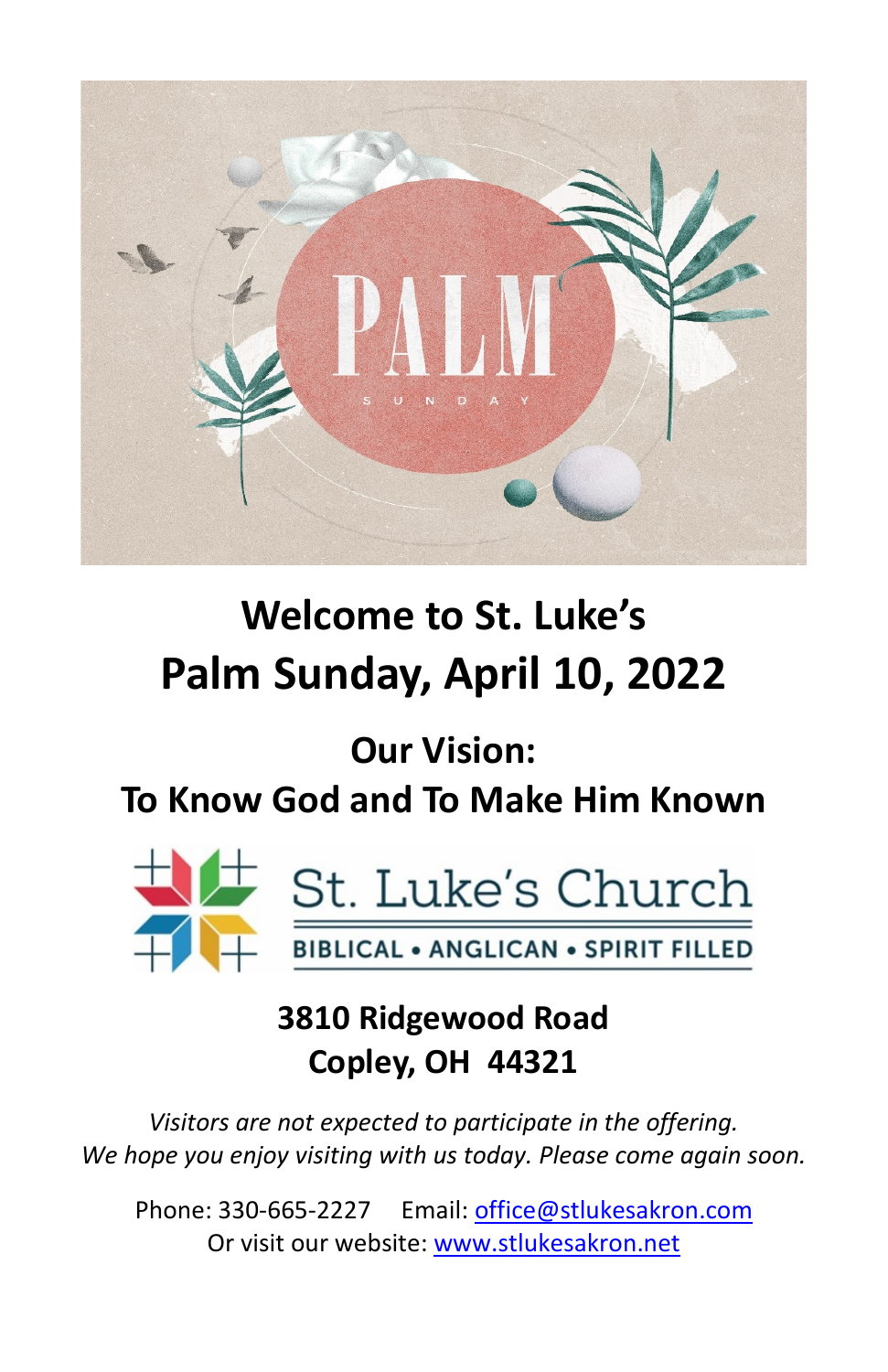# Welcome to St. Luke's
# Palm Sunday, April 10, 2022

## Our Vision:
## To Know God and To Make Him Known

St. Luke's Church

BIBLICAL • ANGLICAN • SPIRIT FILLED

**3810 Ridgewood Road**
**Copley, OH 44321**

*Visitors are not expected to participate in the offering.*
*We hope you enjoy visiting with us today. Please come again soon.*

Phone: 330-665-2227 Email: office@stlukesakron.com
Or visit our website: www.stlukesakron.net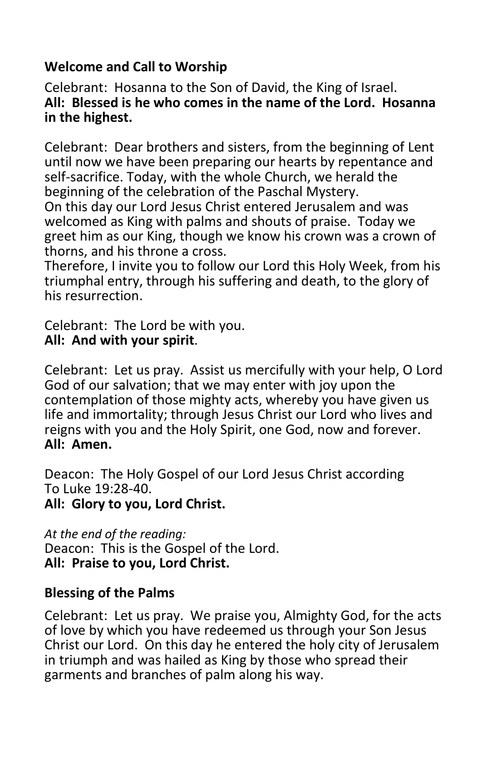**Welcome and Call to Worship**

Celebrant: Hosanna to the Son of David, the King of Israel.
**All: Blessed is he who comes in the name of the Lord. Hosanna in the highest.**

Celebrant: Dear brothers and sisters, from the beginning of Lent until now we have been preparing our hearts by repentance and self-sacrifice. Today, with the whole Church, we herald the beginning of the celebration of the Paschal Mystery.
On this day our Lord Jesus Christ entered Jerusalem and was welcomed as King with palms and shouts of praise. Today we greet him as our King, though we know his crown was a crown of thorns, and his throne a cross.
Therefore, I invite you to follow our Lord this Holy Week, from his triumphal entry, through his suffering and death, to the glory of his resurrection.

Celebrant: The Lord be with you.
**All: And with your spirit**.

Celebrant: Let us pray. Assist us mercifully with your help, O Lord God of our salvation; that we may enter with joy upon the contemplation of those mighty acts, whereby you have given us life and immortality; through Jesus Christ our Lord who lives and reigns with you and the Holy Spirit, one God, now and forever.
**All: Amen.**

Deacon: The Holy Gospel of our Lord Jesus Christ according To Luke 19:28-40.
**All: Glory to you, Lord Christ.**

*At the end of the reading:*
Deacon: This is the Gospel of the Lord.
**All: Praise to you, Lord Christ.**

**Blessing of the Palms**

Celebrant: Let us pray. We praise you, Almighty God, for the acts of love by which you have redeemed us through your Son Jesus Christ our Lord. On this day he entered the holy city of Jerusalem in triumph and was hailed as King by those who spread their garments and branches of palm along his way.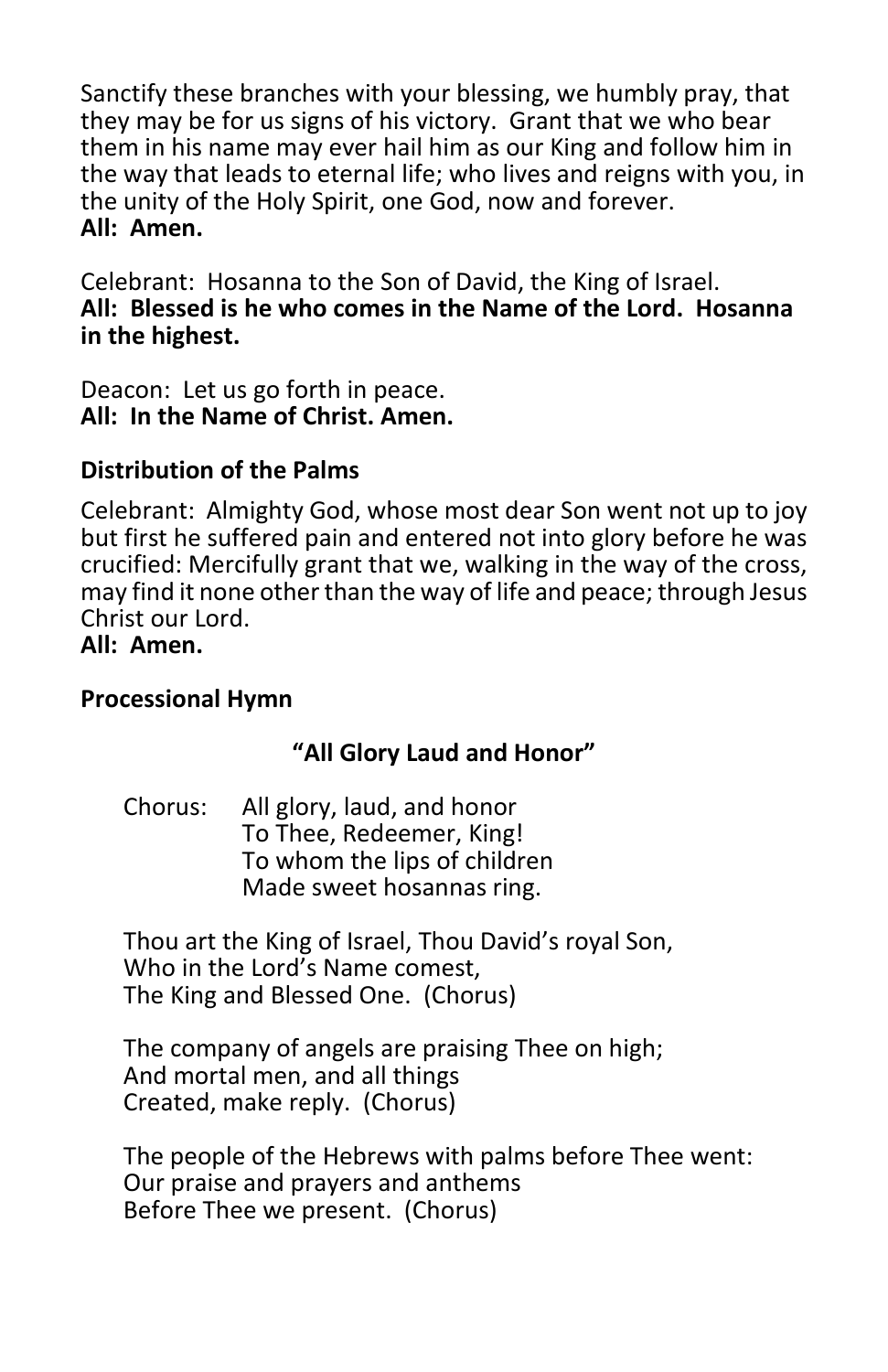Sanctify these branches with your blessing, we humbly pray, that they may be for us signs of his victory. Grant that we who bear them in his name may ever hail him as our King and follow him in the way that leads to eternal life; who lives and reigns with you, in the unity of the Holy Spirit, one God, now and forever.
**All: Amen.**

Celebrant: Hosanna to the Son of David, the King of Israel.
**All: Blessed is he who comes in the Name of the Lord. Hosanna in the highest.**

Deacon: Let us go forth in peace.
**All: In the Name of Christ. Amen.**

**Distribution of the Palms**

Celebrant: Almighty God, whose most dear Son went not up to joy but first he suffered pain and entered not into glory before he was crucified: Mercifully grant that we, walking in the way of the cross, may find it none other than the way of life and peace; through Jesus Christ our Lord.
**All: Amen.**

**Processional Hymn**

**"All Glory Laud and Honor"**

Chorus: All glory, laud, and honor
To Thee, Redeemer, King!
To whom the lips of children
Made sweet hosannas ring.

Thou art the King of Israel, Thou David's royal Son,
Who in the Lord's Name comest,
The King and Blessed One. (Chorus)

The company of angels are praising Thee on high;
And mortal men, and all things
Created, make reply. (Chorus)

The people of the Hebrews with palms before Thee went:
Our praise and prayers and anthems
Before Thee we present. (Chorus)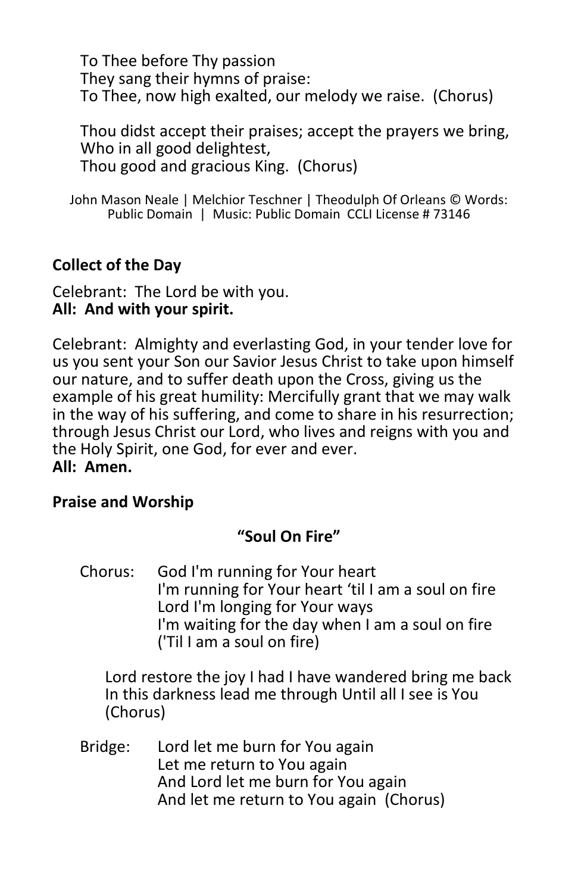To Thee before Thy passion
They sang their hymns of praise:
To Thee, now high exalted, our melody we raise. (Chorus)

Thou didst accept their praises; accept the prayers we bring,
Who in all good delightest,
Thou good and gracious King. (Chorus)

John Mason Neale | Melchior Teschner | Theodulph Of Orleans © Words: Public Domain | Music: Public Domain CCLI License # 73146

**Collect of the Day**

Celebrant: The Lord be with you.
**All: And with your spirit.**

Celebrant: Almighty and everlasting God, in your tender love for us you sent your Son our Savior Jesus Christ to take upon himself our nature, and to suffer death upon the Cross, giving us the example of his great humility: Mercifully grant that we may walk in the way of his suffering, and come to share in his resurrection; through Jesus Christ our Lord, who lives and reigns with you and the Holy Spirit, one God, for ever and ever.
**All: Amen.**

**Praise and Worship**

**"Soul On Fire"**

Chorus: God I'm running for Your heart
I'm running for Your heart 'til I am a soul on fire
Lord I'm longing for Your ways
I'm waiting for the day when I am a soul on fire
('Til I am a soul on fire)

Lord restore the joy I had I have wandered bring me back
In this darkness lead me through Until all I see is You
(Chorus)

Bridge: Lord let me burn for You again
Let me return to You again
And Lord let me burn for You again
And let me return to You again (Chorus)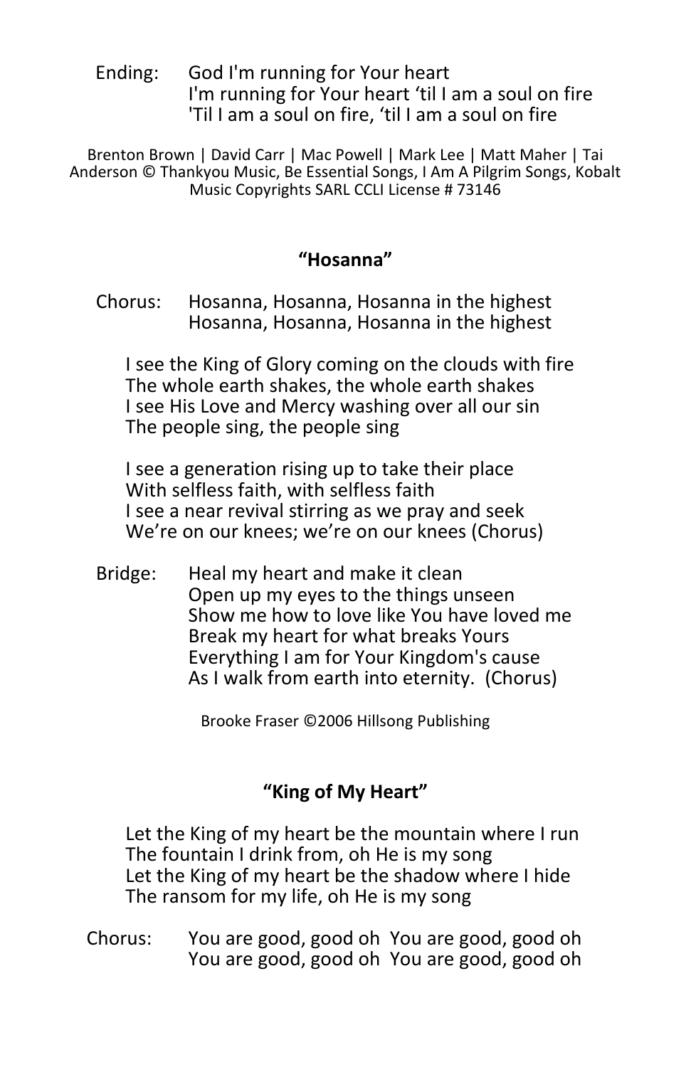Ending: God I'm running for Your heart
I'm running for Your heart 'til I am a soul on fire
'Til I am a soul on fire, 'til I am a soul on fire

Brenton Brown | David Carr | Mac Powell | Mark Lee | Matt Maher | Tai Anderson © Thankyou Music, Be Essential Songs, I Am A Pilgrim Songs, Kobalt Music Copyrights SARL CCLI License # 73146

### "Hosanna"

Chorus: Hosanna, Hosanna, Hosanna in the highest
Hosanna, Hosanna, Hosanna in the highest

I see the King of Glory coming on the clouds with fire
The whole earth shakes, the whole earth shakes
I see His Love and Mercy washing over all our sin
The people sing, the people sing

I see a generation rising up to take their place
With selfless faith, with selfless faith
I see a near revival stirring as we pray and seek
We're on our knees; we're on our knees (Chorus)

Bridge: Heal my heart and make it clean
Open up my eyes to the things unseen
Show me how to love like You have loved me
Break my heart for what breaks Yours
Everything I am for Your Kingdom's cause
As I walk from earth into eternity. (Chorus)

Brooke Fraser ©2006 Hillsong Publishing

### "King of My Heart"

Let the King of my heart be the mountain where I run
The fountain I drink from, oh He is my song
Let the King of my heart be the shadow where I hide
The ransom for my life, oh He is my song

Chorus: You are good, good oh You are good, good oh
You are good, good oh You are good, good oh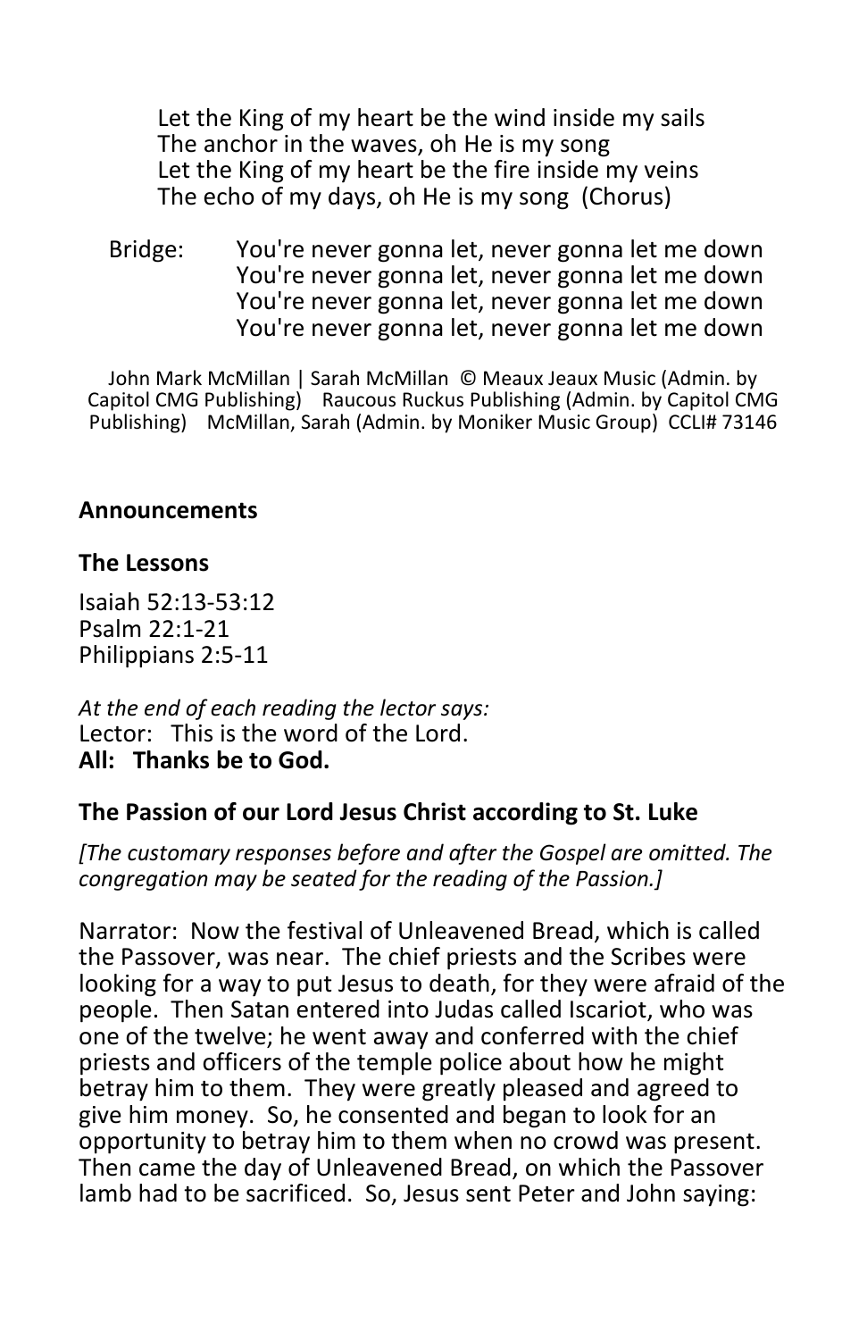Let the King of my heart be the wind inside my sails
The anchor in the waves, oh He is my song
Let the King of my heart be the fire inside my veins
The echo of my days, oh He is my song (Chorus)

Bridge: You're never gonna let, never gonna let me down
You're never gonna let, never gonna let me down
You're never gonna let, never gonna let me down
You're never gonna let, never gonna let me down

John Mark McMillan | Sarah McMillan © Meaux Jeaux Music (Admin. by Capitol CMG Publishing) Raucous Ruckus Publishing (Admin. by Capitol CMG Publishing) McMillan, Sarah (Admin. by Moniker Music Group) CCLI# 73146

**Announcements**

**The Lessons**

Isaiah 52:13-53:12
Psalm 22:1-21
Philippians 2:5-11

*At the end of each reading the lector says:*
Lector: This is the word of the Lord.
**All: Thanks be to God.**

**The Passion of our Lord Jesus Christ according to St. Luke**

*[The customary responses before and after the Gospel are omitted. The congregation may be seated for the reading of the Passion.]*

Narrator: Now the festival of Unleavened Bread, which is called the Passover, was near. The chief priests and the Scribes were looking for a way to put Jesus to death, for they were afraid of the people. Then Satan entered into Judas called Iscariot, who was one of the twelve; he went away and conferred with the chief priests and officers of the temple police about how he might betray him to them. They were greatly pleased and agreed to give him money. So, he consented and began to look for an opportunity to betray him to them when no crowd was present. Then came the day of Unleavened Bread, on which the Passover lamb had to be sacrificed. So, Jesus sent Peter and John saying: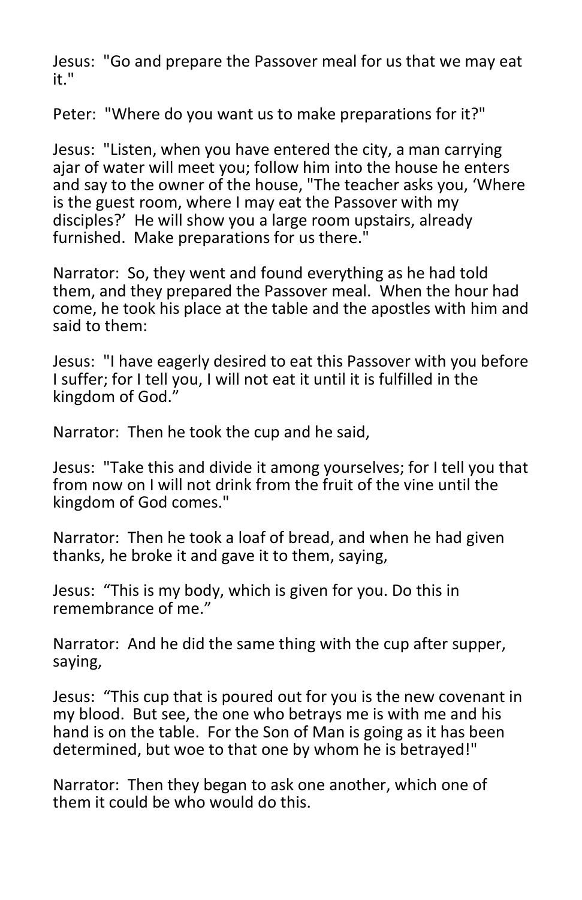Jesus: "Go and prepare the Passover meal for us that we may eat it."

Peter: "Where do you want us to make preparations for it?"

Jesus: "Listen, when you have entered the city, a man carrying ajar of water will meet you; follow him into the house he enters and say to the owner of the house, "The teacher asks you, 'Where is the guest room, where I may eat the Passover with my disciples?' He will show you a large room upstairs, already furnished. Make preparations for us there."

Narrator: So, they went and found everything as he had told them, and they prepared the Passover meal. When the hour had come, he took his place at the table and the apostles with him and said to them:

Jesus: "I have eagerly desired to eat this Passover with you before I suffer; for I tell you, I will not eat it until it is fulfilled in the kingdom of God."

Narrator: Then he took the cup and he said,

Jesus: "Take this and divide it among yourselves; for I tell you that from now on I will not drink from the fruit of the vine until the kingdom of God comes."

Narrator: Then he took a loaf of bread, and when he had given thanks, he broke it and gave it to them, saying,

Jesus: "This is my body, which is given for you. Do this in remembrance of me."

Narrator: And he did the same thing with the cup after supper, saying,

Jesus: "This cup that is poured out for you is the new covenant in my blood. But see, the one who betrays me is with me and his hand is on the table. For the Son of Man is going as it has been determined, but woe to that one by whom he is betrayed!"

Narrator: Then they began to ask one another, which one of them it could be who would do this.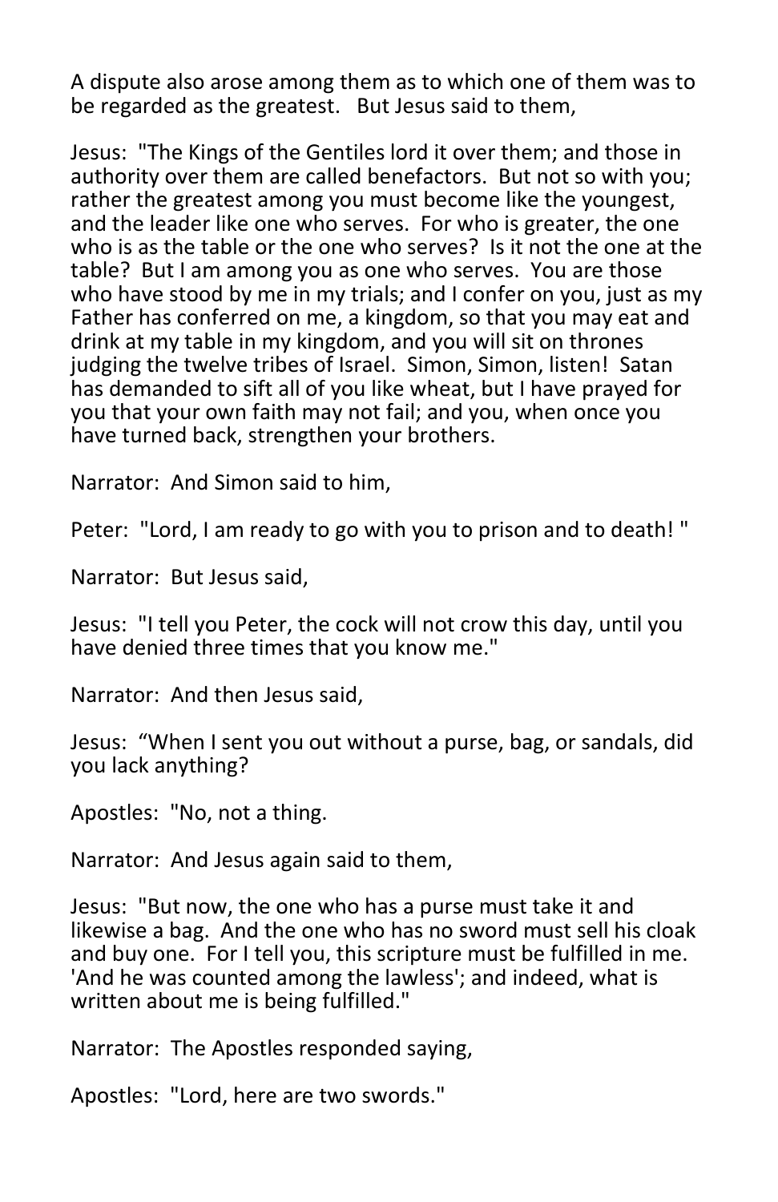A dispute also arose among them as to which one of them was to be regarded as the greatest.   But Jesus said to them,

Jesus:  "The Kings of the Gentiles lord it over them; and those in authority over them are called benefactors.  But not so with you; rather the greatest among you must become like the youngest, and the leader like one who serves.  For who is greater, the one who is as the table or the one who serves?  Is it not the one at the table?  But I am among you as one who serves.  You are those who have stood by me in my trials; and I confer on you, just as my Father has conferred on me, a kingdom, so that you may eat and drink at my table in my kingdom, and you will sit on thrones judging the twelve tribes of Israel.  Simon, Simon, listen!  Satan has demanded to sift all of you like wheat, but I have prayed for you that your own faith may not fail; and you, when once you have turned back, strengthen your brothers.

Narrator:  And Simon said to him,

Peter:  "Lord, I am ready to go with you to prison and to death! "

Narrator:  But Jesus said,

Jesus:  "I tell you Peter, the cock will not crow this day, until you have denied three times that you know me."

Narrator:  And then Jesus said,

Jesus:  “When I sent you out without a purse, bag, or sandals, did you lack anything?

Apostles:  "No, not a thing.

Narrator:  And Jesus again said to them,

Jesus:  "But now, the one who has a purse must take it and likewise a bag.  And the one who has no sword must sell his cloak and buy one.  For I tell you, this scripture must be fulfilled in me.  'And he was counted among the lawless'; and indeed, what is written about me is being fulfilled."

Narrator:  The Apostles responded saying,

Apostles:  "Lord, here are two swords."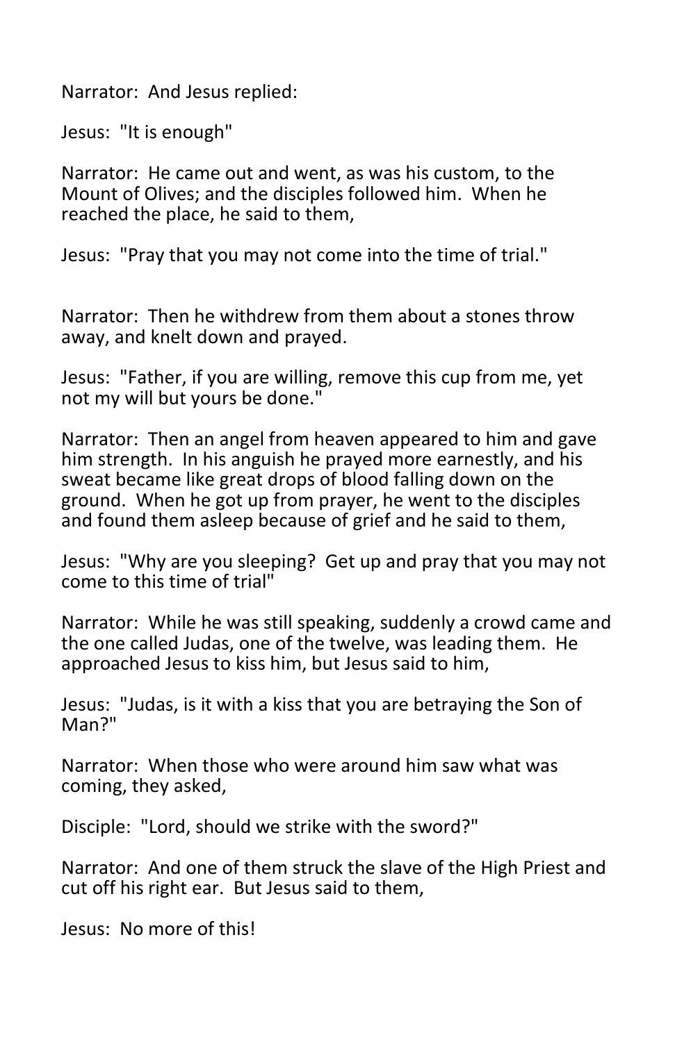Narrator: And Jesus replied:

Jesus: "It is enough"

Narrator: He came out and went, as was his custom, to the Mount of Olives; and the disciples followed him. When he reached the place, he said to them,

Jesus: "Pray that you may not come into the time of trial."

Narrator: Then he withdrew from them about a stones throw away, and knelt down and prayed.

Jesus: "Father, if you are willing, remove this cup from me, yet not my will but yours be done."

Narrator: Then an angel from heaven appeared to him and gave him strength. In his anguish he prayed more earnestly, and his sweat became like great drops of blood falling down on the ground. When he got up from prayer, he went to the disciples and found them asleep because of grief and he said to them,

Jesus: "Why are you sleeping? Get up and pray that you may not come to this time of trial"

Narrator: While he was still speaking, suddenly a crowd came and the one called Judas, one of the twelve, was leading them. He approached Jesus to kiss him, but Jesus said to him,

Jesus: "Judas, is it with a kiss that you are betraying the Son of Man?"

Narrator: When those who were around him saw what was coming, they asked,

Disciple: "Lord, should we strike with the sword?"

Narrator: And one of them struck the slave of the High Priest and cut off his right ear. But Jesus said to them,

Jesus: No more of this!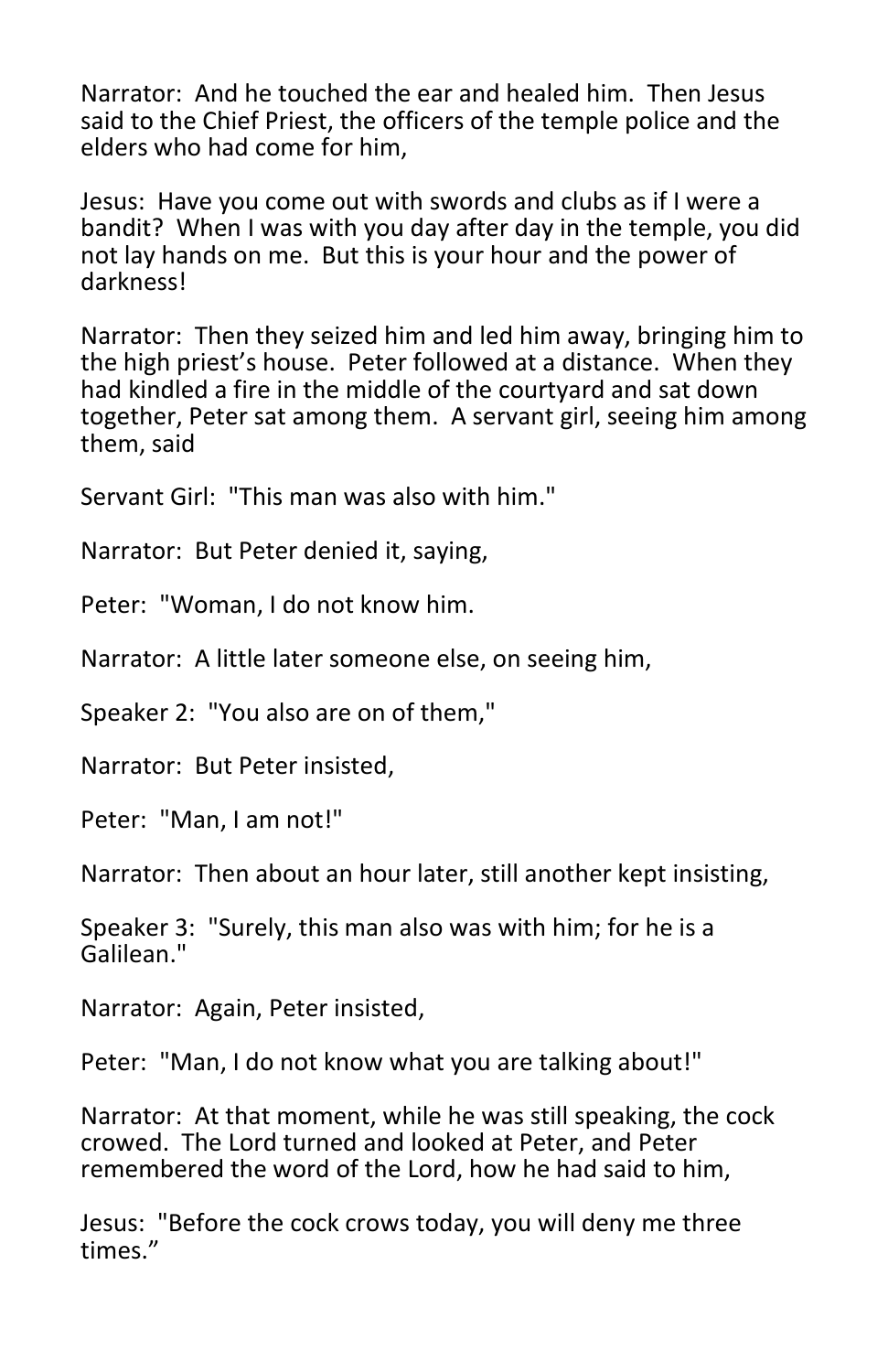Narrator: And he touched the ear and healed him. Then Jesus said to the Chief Priest, the officers of the temple police and the elders who had come for him,

Jesus: Have you come out with swords and clubs as if I were a bandit? When I was with you day after day in the temple, you did not lay hands on me. But this is your hour and the power of darkness!

Narrator: Then they seized him and led him away, bringing him to the high priest's house. Peter followed at a distance. When they had kindled a fire in the middle of the courtyard and sat down together, Peter sat among them. A servant girl, seeing him among them, said

Servant Girl: "This man was also with him."

Narrator: But Peter denied it, saying,

Peter: "Woman, I do not know him.

Narrator: A little later someone else, on seeing him,

Speaker 2: "You also are on of them,"

Narrator: But Peter insisted,

Peter: "Man, I am not!"

Narrator: Then about an hour later, still another kept insisting,

Speaker 3: "Surely, this man also was with him; for he is a Galilean."

Narrator: Again, Peter insisted,

Peter: "Man, I do not know what you are talking about!"

Narrator: At that moment, while he was still speaking, the cock crowed. The Lord turned and looked at Peter, and Peter remembered the word of the Lord, how he had said to him,

Jesus: "Before the cock crows today, you will deny me three times."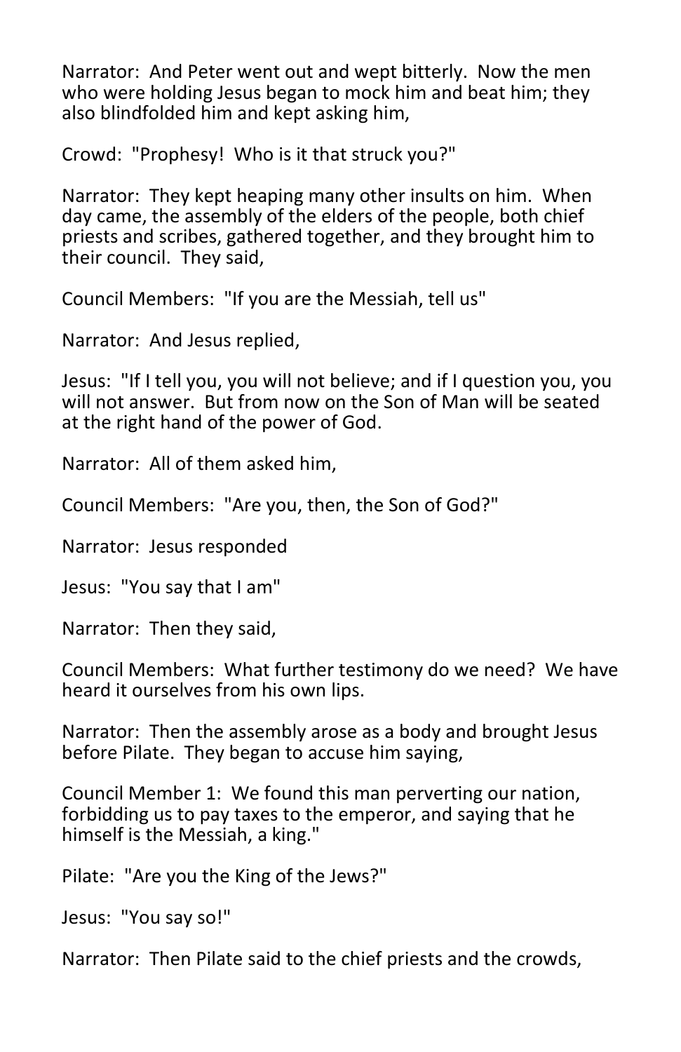Narrator: And Peter went out and wept bitterly. Now the men who were holding Jesus began to mock him and beat him; they also blindfolded him and kept asking him,

Crowd: "Prophesy! Who is it that struck you?"

Narrator: They kept heaping many other insults on him. When day came, the assembly of the elders of the people, both chief priests and scribes, gathered together, and they brought him to their council. They said,

Council Members: "If you are the Messiah, tell us"

Narrator: And Jesus replied,

Jesus: "If I tell you, you will not believe; and if I question you, you will not answer. But from now on the Son of Man will be seated at the right hand of the power of God.

Narrator: All of them asked him,

Council Members: "Are you, then, the Son of God?"

Narrator: Jesus responded

Jesus: "You say that I am"

Narrator: Then they said,

Council Members: What further testimony do we need? We have heard it ourselves from his own lips.

Narrator: Then the assembly arose as a body and brought Jesus before Pilate. They began to accuse him saying,

Council Member 1: We found this man perverting our nation, forbidding us to pay taxes to the emperor, and saying that he himself is the Messiah, a king."

Pilate: "Are you the King of the Jews?"

Jesus: "You say so!"

Narrator: Then Pilate said to the chief priests and the crowds,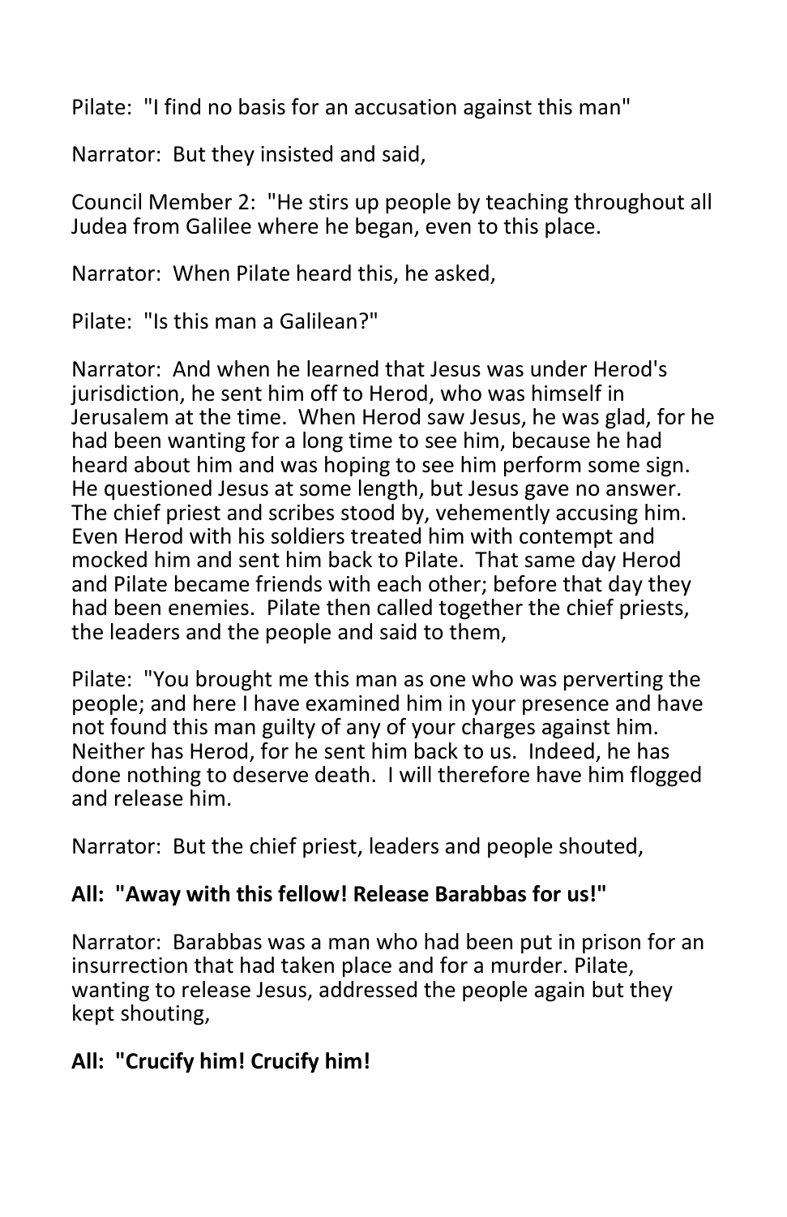Pilate:  "I find no basis for an accusation against this man"

Narrator:  But they insisted and said,

Council Member 2:  "He stirs up people by teaching throughout all Judea from Galilee where he began, even to this place.

Narrator:  When Pilate heard this, he asked,

Pilate:  "Is this man a Galilean?"

Narrator:  And when he learned that Jesus was under Herod's jurisdiction, he sent him off to Herod, who was himself in Jerusalem at the time.  When Herod saw Jesus, he was glad, for he had been wanting for a long time to see him, because he had heard about him and was hoping to see him perform some sign. He questioned Jesus at some length, but Jesus gave no answer. The chief priest and scribes stood by, vehemently accusing him. Even Herod with his soldiers treated him with contempt and mocked him and sent him back to Pilate.  That same day Herod and Pilate became friends with each other; before that day they had been enemies.  Pilate then called together the chief priests, the leaders and the people and said to them,

Pilate:  "You brought me this man as one who was perverting the people; and here I have examined him in your presence and have not found this man guilty of any of your charges against him. Neither has Herod, for he sent him back to us.  Indeed, he has done nothing to deserve death.  I will therefore have him flogged and release him.

Narrator:  But the chief priest, leaders and people shouted,

**All:  "Away with this fellow! Release Barabbas for us!"**

Narrator:  Barabbas was a man who had been put in prison for an insurrection that had taken place and for a murder. Pilate, wanting to release Jesus, addressed the people again but they kept shouting,

**All:  "Crucify him! Crucify him!**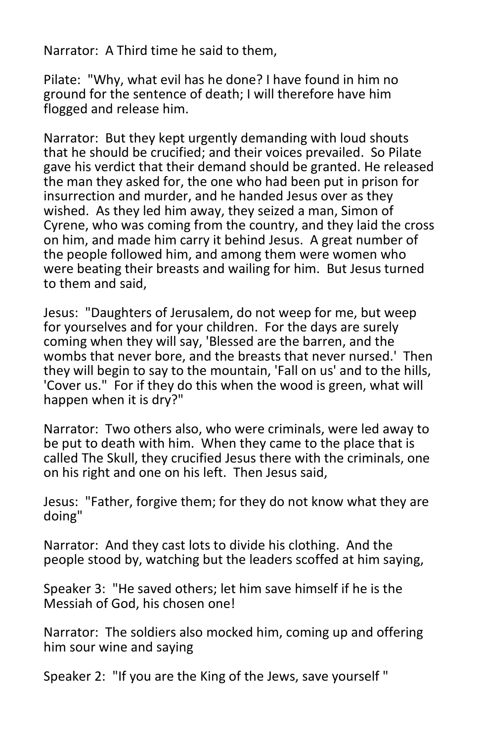Narrator: A Third time he said to them,

Pilate: "Why, what evil has he done? I have found in him no ground for the sentence of death; I will therefore have him flogged and release him.

Narrator: But they kept urgently demanding with loud shouts that he should be crucified; and their voices prevailed. So Pilate gave his verdict that their demand should be granted. He released the man they asked for, the one who had been put in prison for insurrection and murder, and he handed Jesus over as they wished. As they led him away, they seized a man, Simon of Cyrene, who was coming from the country, and they laid the cross on him, and made him carry it behind Jesus. A great number of the people followed him, and among them were women who were beating their breasts and wailing for him. But Jesus turned to them and said,

Jesus: "Daughters of Jerusalem, do not weep for me, but weep for yourselves and for your children. For the days are surely coming when they will say, 'Blessed are the barren, and the wombs that never bore, and the breasts that never nursed.' Then they will begin to say to the mountain, 'Fall on us' and to the hills, 'Cover us." For if they do this when the wood is green, what will happen when it is dry?"

Narrator: Two others also, who were criminals, were led away to be put to death with him. When they came to the place that is called The Skull, they crucified Jesus there with the criminals, one on his right and one on his left. Then Jesus said,

Jesus: "Father, forgive them; for they do not know what they are doing"

Narrator: And they cast lots to divide his clothing. And the people stood by, watching but the leaders scoffed at him saying,

Speaker 3: "He saved others; let him save himself if he is the Messiah of God, his chosen one!

Narrator: The soldiers also mocked him, coming up and offering him sour wine and saying

Speaker 2: "If you are the King of the Jews, save yourself "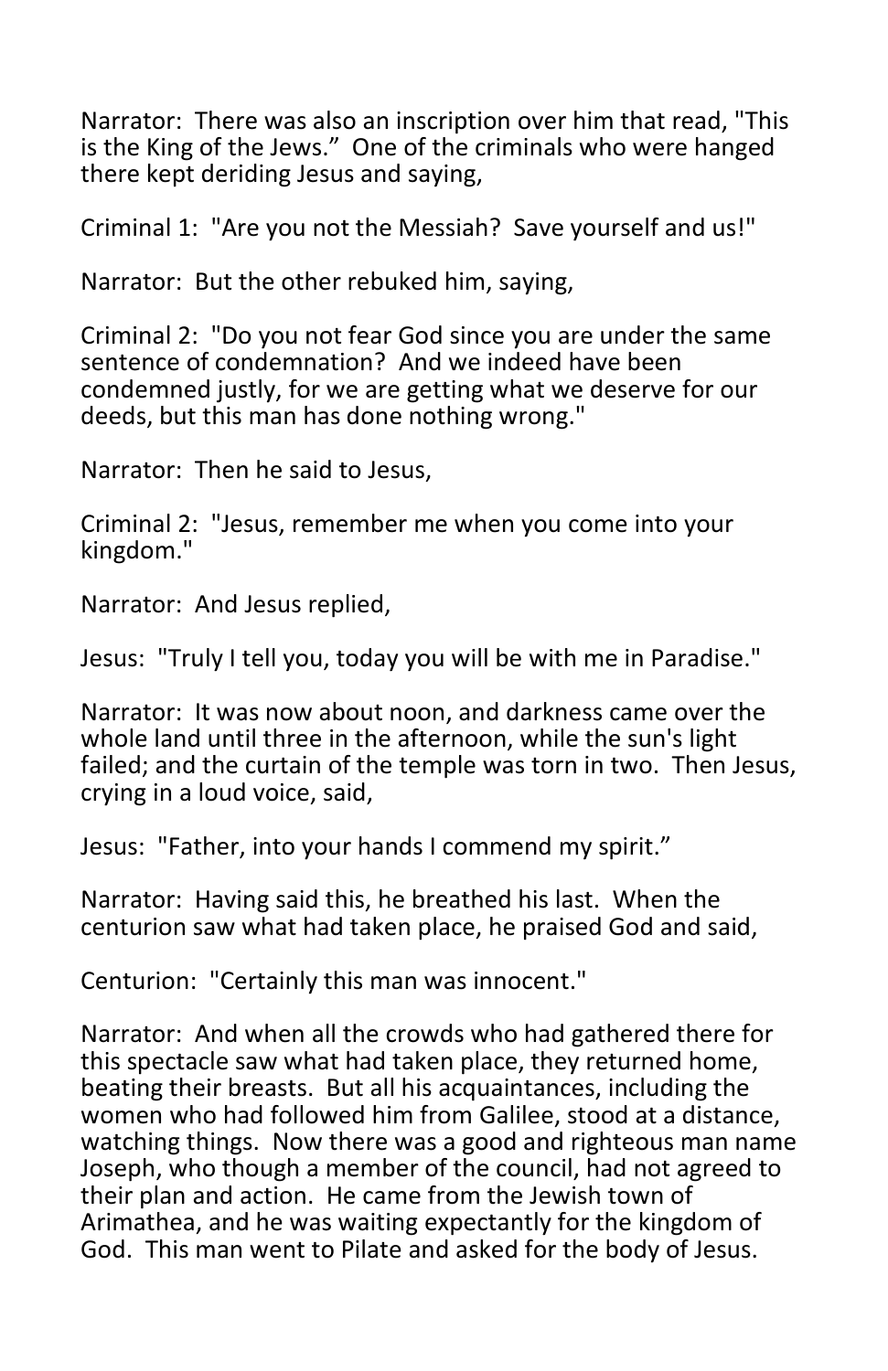Narrator: There was also an inscription over him that read, "This is the King of the Jews." One of the criminals who were hanged there kept deriding Jesus and saying,

Criminal 1: "Are you not the Messiah? Save yourself and us!"

Narrator: But the other rebuked him, saying,

Criminal 2: "Do you not fear God since you are under the same sentence of condemnation? And we indeed have been condemned justly, for we are getting what we deserve for our deeds, but this man has done nothing wrong."

Narrator: Then he said to Jesus,

Criminal 2: "Jesus, remember me when you come into your kingdom."

Narrator: And Jesus replied,

Jesus: "Truly I tell you, today you will be with me in Paradise."

Narrator: It was now about noon, and darkness came over the whole land until three in the afternoon, while the sun's light failed; and the curtain of the temple was torn in two. Then Jesus, crying in a loud voice, said,

Jesus: "Father, into your hands I commend my spirit."

Narrator: Having said this, he breathed his last. When the centurion saw what had taken place, he praised God and said,

Centurion: "Certainly this man was innocent."

Narrator: And when all the crowds who had gathered there for this spectacle saw what had taken place, they returned home, beating their breasts. But all his acquaintances, including the women who had followed him from Galilee, stood at a distance, watching things. Now there was a good and righteous man name Joseph, who though a member of the council, had not agreed to their plan and action. He came from the Jewish town of Arimathea, and he was waiting expectantly for the kingdom of God. This man went to Pilate and asked for the body of Jesus.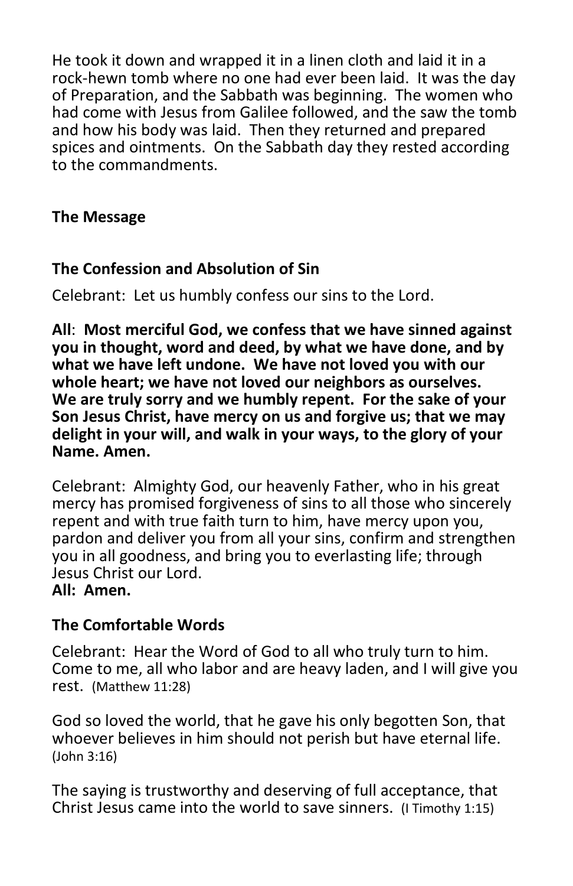He took it down and wrapped it in a linen cloth and laid it in a rock-hewn tomb where no one had ever been laid. It was the day of Preparation, and the Sabbath was beginning. The women who had come with Jesus from Galilee followed, and the saw the tomb and how his body was laid. Then they returned and prepared spices and ointments. On the Sabbath day they rested according to the commandments.

**The Message**

**The Confession and Absolution of Sin**

Celebrant: Let us humbly confess our sins to the Lord.

**All**: **Most merciful God, we confess that we have sinned against you in thought, word and deed, by what we have done, and by what we have left undone. We have not loved you with our whole heart; we have not loved our neighbors as ourselves. We are truly sorry and we humbly repent. For the sake of your Son Jesus Christ, have mercy on us and forgive us; that we may delight in your will, and walk in your ways, to the glory of your Name. Amen.**

Celebrant: Almighty God, our heavenly Father, who in his great mercy has promised forgiveness of sins to all those who sincerely repent and with true faith turn to him, have mercy upon you, pardon and deliver you from all your sins, confirm and strengthen you in all goodness, and bring you to everlasting life; through Jesus Christ our Lord.
**All: Amen.**

**The Comfortable Words**

Celebrant: Hear the Word of God to all who truly turn to him. Come to me, all who labor and are heavy laden, and I will give you rest. (Matthew 11:28)

God so loved the world, that he gave his only begotten Son, that whoever believes in him should not perish but have eternal life. (John 3:16)

The saying is trustworthy and deserving of full acceptance, that Christ Jesus came into the world to save sinners. (I Timothy 1:15)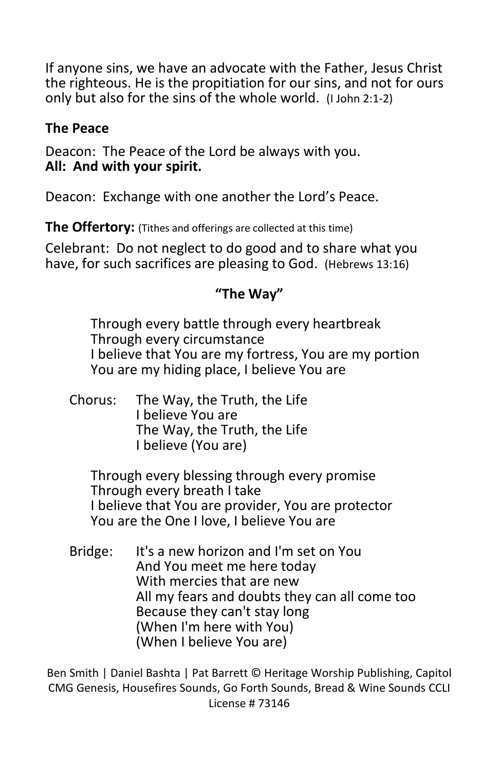If anyone sins, we have an advocate with the Father, Jesus Christ the righteous. He is the propitiation for our sins, and not for ours only but also for the sins of the whole world. (I John 2:1-2)

**The Peace**

Deacon: The Peace of the Lord be always with you.
**All: And with your spirit.**

Deacon: Exchange with one another the Lord's Peace.

**The Offertory:** (Tithes and offerings are collected at this time)

Celebrant: Do not neglect to do good and to share what you have, for such sacrifices are pleasing to God. (Hebrews 13:16)

**"The Way"**

Through every battle through every heartbreak
Through every circumstance
I believe that You are my fortress, You are my portion
You are my hiding place, I believe You are

Chorus: The Way, the Truth, the Life
I believe You are
The Way, the Truth, the Life
I believe (You are)

Through every blessing through every promise
Through every breath I take
I believe that You are provider, You are protector
You are the One I love, I believe You are

Bridge: It's a new horizon and I'm set on You
And You meet me here today
With mercies that are new
All my fears and doubts they can all come too
Because they can't stay long
(When I'm here with You)
(When I believe You are)

Ben Smith | Daniel Bashta | Pat Barrett © Heritage Worship Publishing, Capitol CMG Genesis, Housefires Sounds, Go Forth Sounds, Bread & Wine Sounds CCLI License # 73146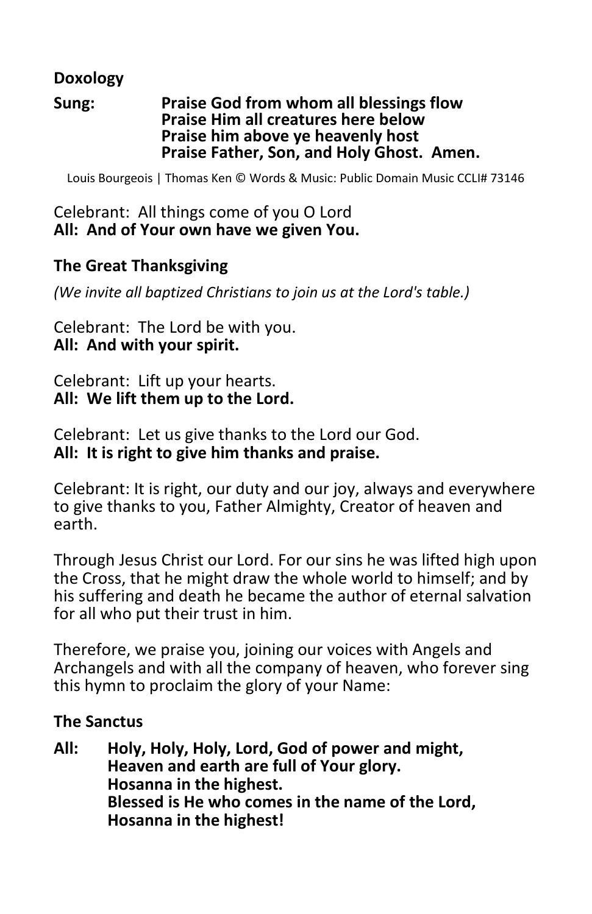**Doxology**

**Sung:** **Praise God from whom all blessings flow**
**Praise Him all creatures here below**
**Praise him above ye heavenly host**
**Praise Father, Son, and Holy Ghost. Amen.**

Louis Bourgeois | Thomas Ken © Words & Music: Public Domain Music CCLI# 73146

Celebrant: All things come of you O Lord
**All: And of Your own have we given You.**

**The Great Thanksgiving**

*(We invite all baptized Christians to join us at the Lord's table.)*

Celebrant: The Lord be with you.
**All: And with your spirit.**

Celebrant: Lift up your hearts.
**All: We lift them up to the Lord.**

Celebrant: Let us give thanks to the Lord our God.
**All: It is right to give him thanks and praise.**

Celebrant: It is right, our duty and our joy, always and everywhere to give thanks to you, Father Almighty, Creator of heaven and earth.

Through Jesus Christ our Lord. For our sins he was lifted high upon the Cross, that he might draw the whole world to himself; and by his suffering and death he became the author of eternal salvation for all who put their trust in him.

Therefore, we praise you, joining our voices with Angels and Archangels and with all the company of heaven, who forever sing this hymn to proclaim the glory of your Name:

**The Sanctus**

**All:** **Holy, Holy, Holy, Lord, God of power and might,**
**Heaven and earth are full of Your glory.**
**Hosanna in the highest.**
**Blessed is He who comes in the name of the Lord,**
**Hosanna in the highest!**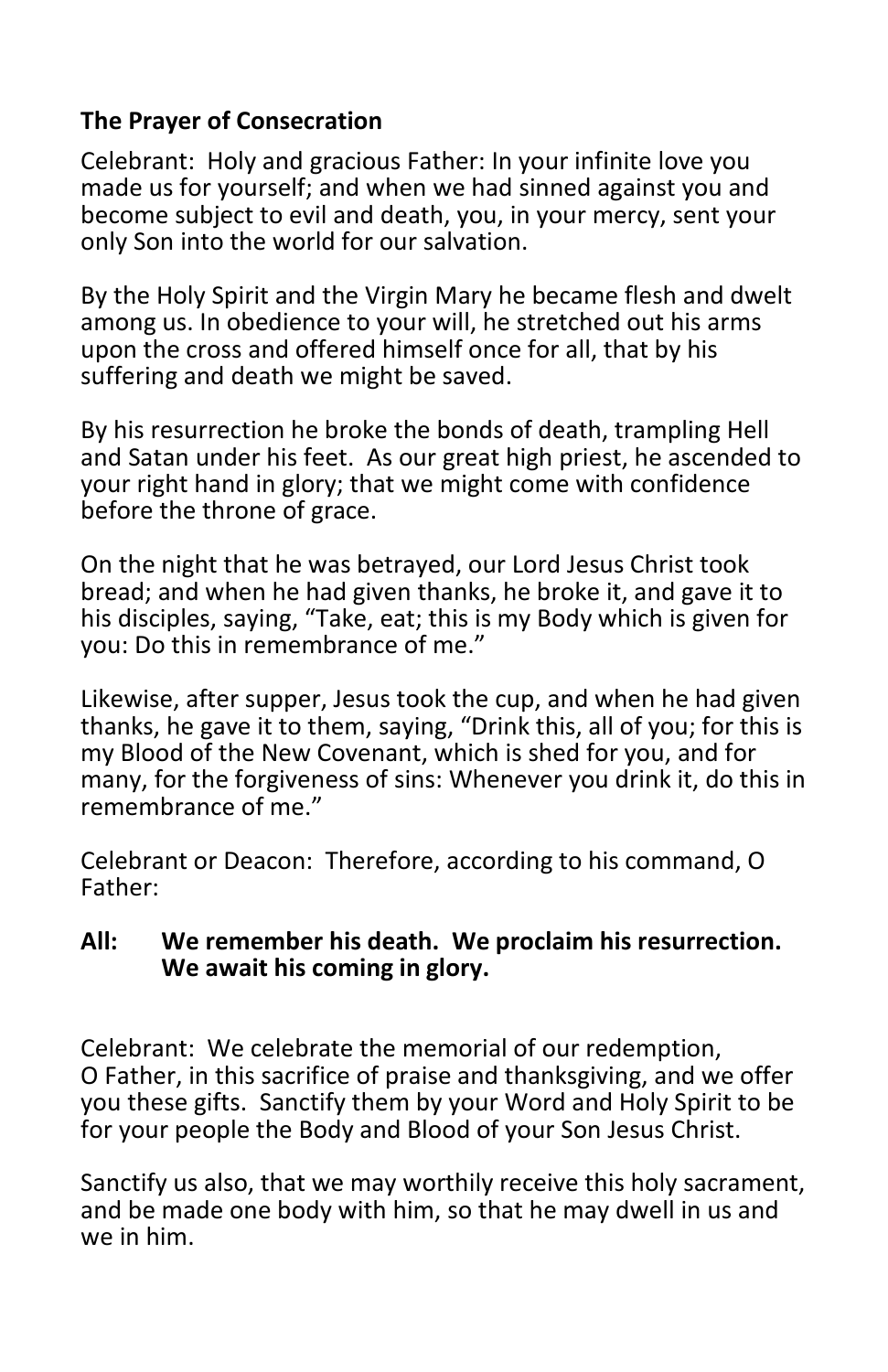**The Prayer of Consecration**

Celebrant: Holy and gracious Father: In your infinite love you made us for yourself; and when we had sinned against you and become subject to evil and death, you, in your mercy, sent your only Son into the world for our salvation.

By the Holy Spirit and the Virgin Mary he became flesh and dwelt among us. In obedience to your will, he stretched out his arms upon the cross and offered himself once for all, that by his suffering and death we might be saved.

By his resurrection he broke the bonds of death, trampling Hell and Satan under his feet. As our great high priest, he ascended to your right hand in glory; that we might come with confidence before the throne of grace.

On the night that he was betrayed, our Lord Jesus Christ took bread; and when he had given thanks, he broke it, and gave it to his disciples, saying, "Take, eat; this is my Body which is given for you: Do this in remembrance of me."

Likewise, after supper, Jesus took the cup, and when he had given thanks, he gave it to them, saying, "Drink this, all of you; for this is my Blood of the New Covenant, which is shed for you, and for many, for the forgiveness of sins: Whenever you drink it, do this in remembrance of me."

Celebrant or Deacon: Therefore, according to his command, O Father:

**All: We remember his death. We proclaim his resurrection. We await his coming in glory.**

Celebrant: We celebrate the memorial of our redemption, O Father, in this sacrifice of praise and thanksgiving, and we offer you these gifts. Sanctify them by your Word and Holy Spirit to be for your people the Body and Blood of your Son Jesus Christ.

Sanctify us also, that we may worthily receive this holy sacrament, and be made one body with him, so that he may dwell in us and we in him.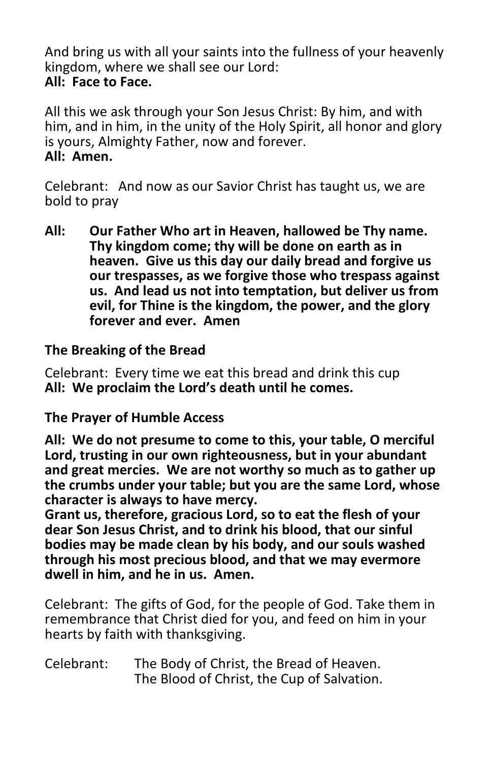And bring us with all your saints into the fullness of your heavenly kingdom, where we shall see our Lord:
**All: Face to Face.**

All this we ask through your Son Jesus Christ: By him, and with him, and in him, in the unity of the Holy Spirit, all honor and glory is yours, Almighty Father, now and forever.
**All: Amen.**

Celebrant: And now as our Savior Christ has taught us, we are bold to pray

**All: Our Father Who art in Heaven, hallowed be Thy name. Thy kingdom come; thy will be done on earth as in heaven. Give us this day our daily bread and forgive us our trespasses, as we forgive those who trespass against us. And lead us not into temptation, but deliver us from evil, for Thine is the kingdom, the power, and the glory forever and ever. Amen**

**The Breaking of the Bread**

Celebrant: Every time we eat this bread and drink this cup
**All: We proclaim the Lord's death until he comes.**

**The Prayer of Humble Access**

**All: We do not presume to come to this, your table, O merciful Lord, trusting in our own righteousness, but in your abundant and great mercies. We are not worthy so much as to gather up the crumbs under your table; but you are the same Lord, whose character is always to have mercy.**
**Grant us, therefore, gracious Lord, so to eat the flesh of your dear Son Jesus Christ, and to drink his blood, that our sinful bodies may be made clean by his body, and our souls washed through his most precious blood, and that we may evermore dwell in him, and he in us. Amen.**

Celebrant: The gifts of God, for the people of God. Take them in remembrance that Christ died for you, and feed on him in your hearts by faith with thanksgiving.

Celebrant: The Body of Christ, the Bread of Heaven.
The Blood of Christ, the Cup of Salvation.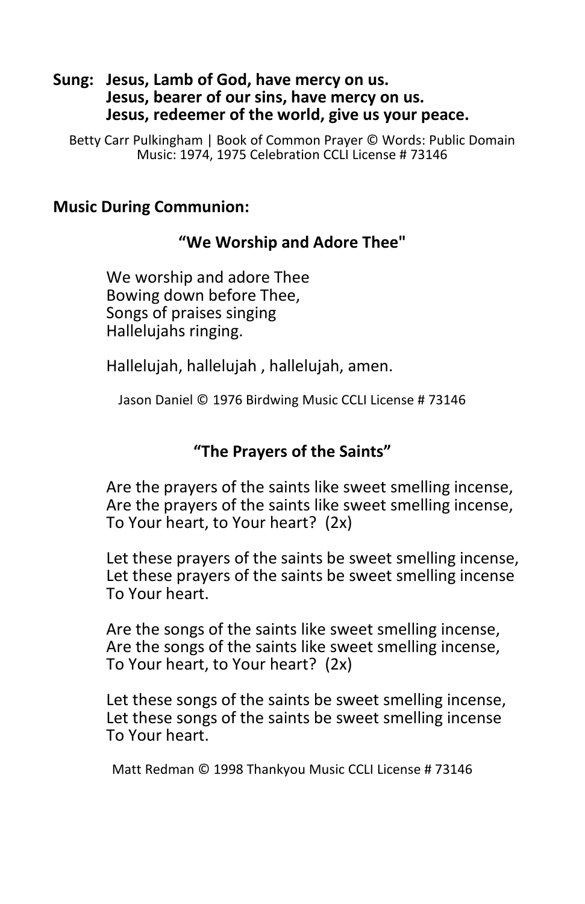**Sung:** **Jesus, Lamb of God, have mercy on us.**
**Jesus, bearer of our sins, have mercy on us.**
**Jesus, redeemer of the world, give us your peace.**

Betty Carr Pulkingham | Book of Common Prayer © Words: Public Domain
Music: 1974, 1975 Celebration CCLI License # 73146

**Music During Communion:**

**"We Worship and Adore Thee"**

We worship and adore Thee
Bowing down before Thee,
Songs of praises singing
Hallelujahs ringing.

Hallelujah, hallelujah , hallelujah, amen.

Jason Daniel © 1976 Birdwing Music CCLI License # 73146

**"The Prayers of the Saints"**

Are the prayers of the saints like sweet smelling incense,
Are the prayers of the saints like sweet smelling incense,
To Your heart, to Your heart? (2x)

Let these prayers of the saints be sweet smelling incense,
Let these prayers of the saints be sweet smelling incense
To Your heart.

Are the songs of the saints like sweet smelling incense,
Are the songs of the saints like sweet smelling incense,
To Your heart, to Your heart? (2x)

Let these songs of the saints be sweet smelling incense,
Let these songs of the saints be sweet smelling incense
To Your heart.

Matt Redman © 1998 Thankyou Music CCLI License # 73146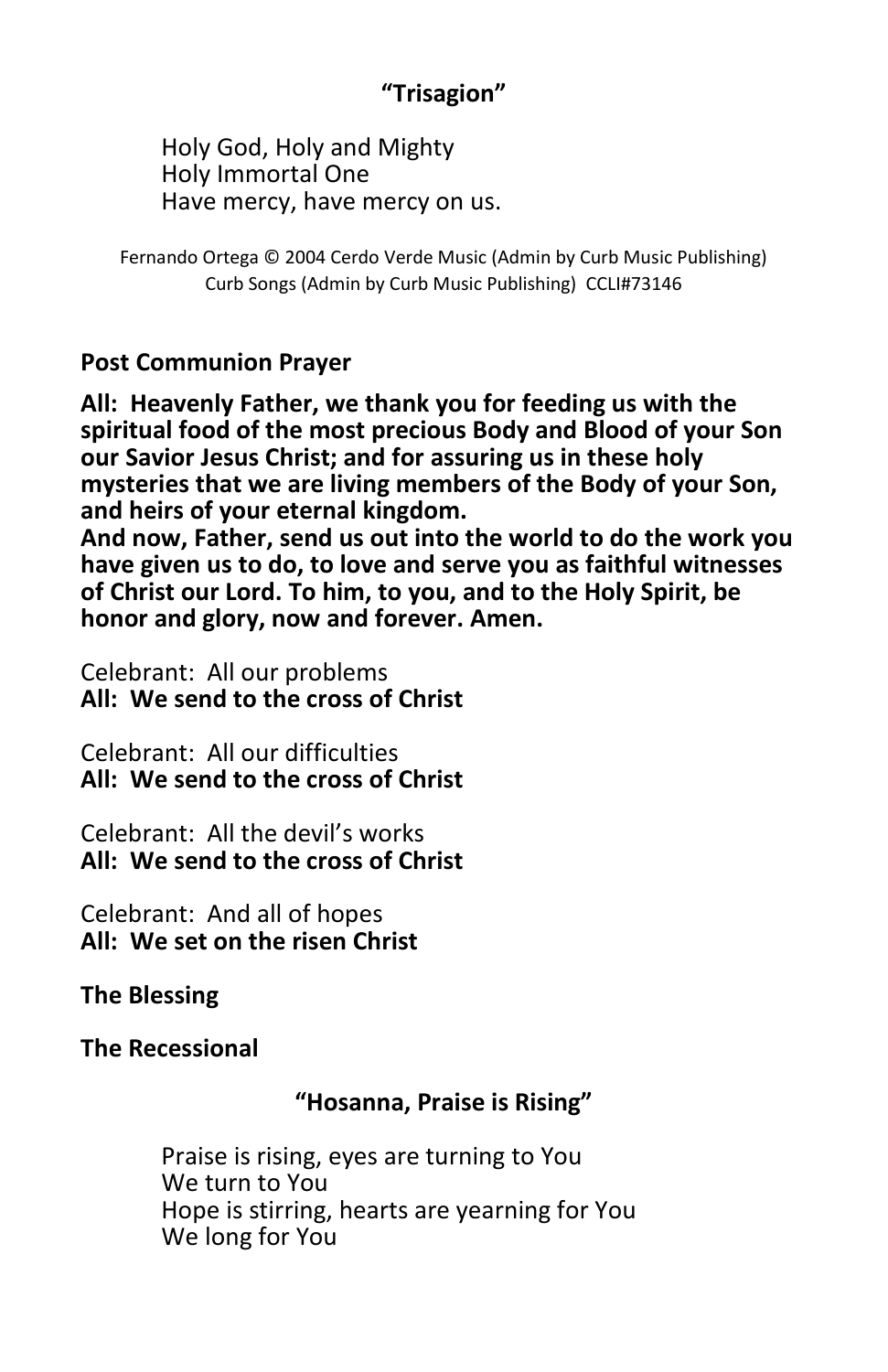**"Trisagion"**

Holy God, Holy and Mighty
Holy Immortal One
Have mercy, have mercy on us.

Fernando Ortega © 2004 Cerdo Verde Music (Admin by Curb Music Publishing)
Curb Songs (Admin by Curb Music Publishing) CCLI#73146

**Post Communion Prayer**

**All: Heavenly Father, we thank you for feeding us with the spiritual food of the most precious Body and Blood of your Son our Savior Jesus Christ; and for assuring us in these holy mysteries that we are living members of the Body of your Son, and heirs of your eternal kingdom.**
**And now, Father, send us out into the world to do the work you have given us to do, to love and serve you as faithful witnesses of Christ our Lord. To him, to you, and to the Holy Spirit, be honor and glory, now and forever. Amen.**

Celebrant: All our problems
**All: We send to the cross of Christ**

Celebrant: All our difficulties
**All: We send to the cross of Christ**

Celebrant: All the devil's works
**All: We send to the cross of Christ**

Celebrant: And all of hopes
**All: We set on the risen Christ**

**The Blessing**

**The Recessional**

**"Hosanna, Praise is Rising"**

Praise is rising, eyes are turning to You
We turn to You
Hope is stirring, hearts are yearning for You
We long for You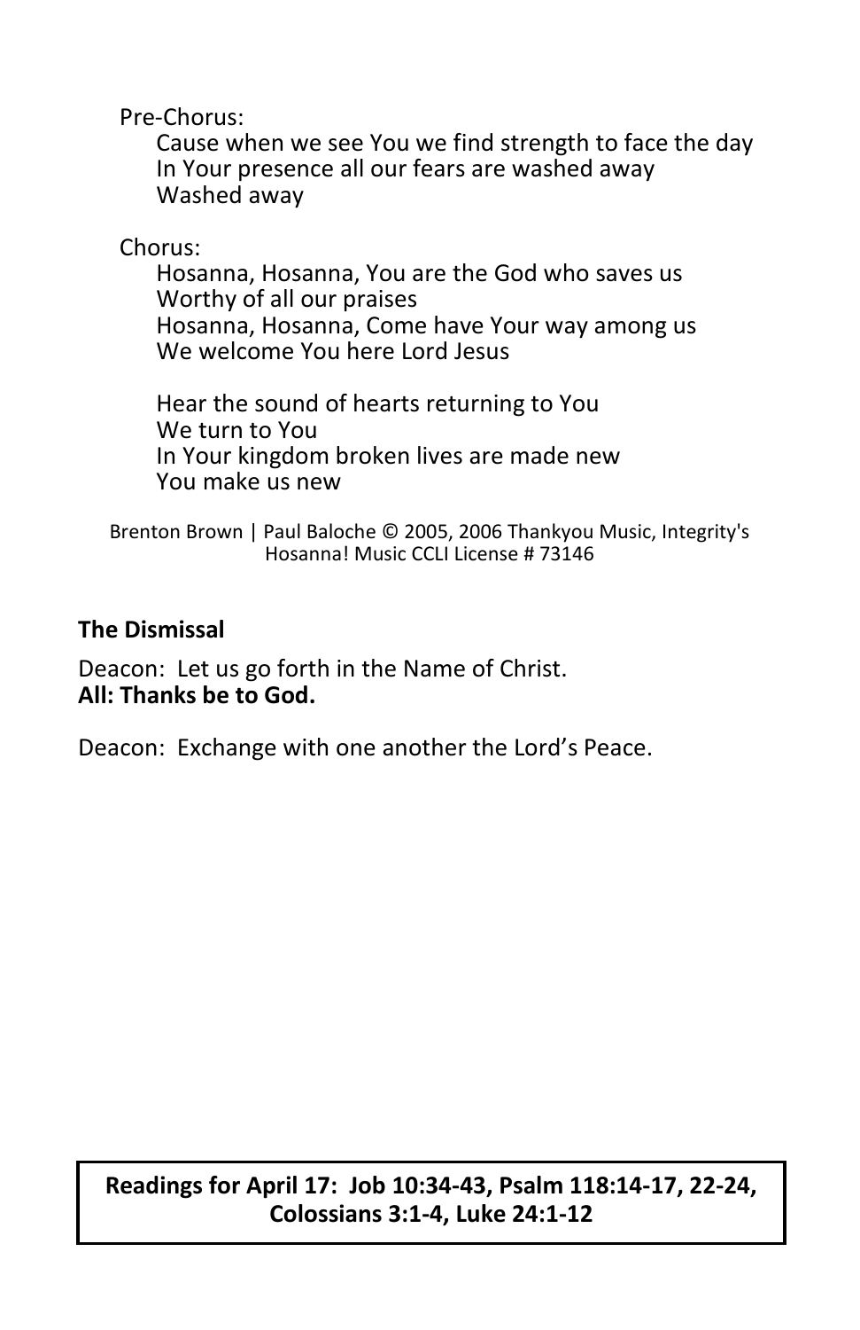Pre-Chorus:

Cause when we see You we find strength to face the day
In Your presence all our fears are washed away
Washed away

Chorus:

Hosanna, Hosanna, You are the God who saves us
Worthy of all our praises
Hosanna, Hosanna, Come have Your way among us
We welcome You here Lord Jesus

Hear the sound of hearts returning to You
We turn to You
In Your kingdom broken lives are made new
You make us new

Brenton Brown | Paul Baloche © 2005, 2006 Thankyou Music, Integrity's Hosanna! Music CCLI License # 73146

**The Dismissal**

Deacon: Let us go forth in the Name of Christ.
**All: Thanks be to God.**

Deacon: Exchange with one another the Lord's Peace.

**Readings for April 17: Job 10:34-43, Psalm 118:14-17, 22-24, Colossians 3:1-4, Luke 24:1-12**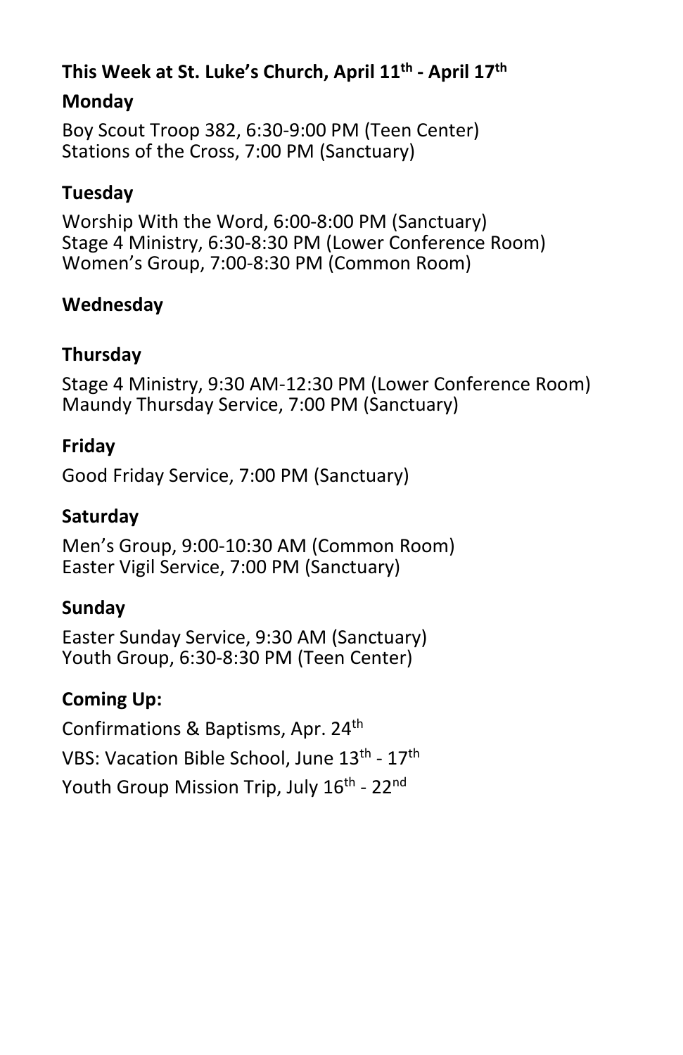## This Week at St. Luke's Church, April 11th - April 17th

### Monday

Boy Scout Troop 382, 6:30-9:00 PM (Teen Center)
Stations of the Cross, 7:00 PM (Sanctuary)

### Tuesday

Worship With the Word, 6:00-8:00 PM (Sanctuary)
Stage 4 Ministry, 6:30-8:30 PM (Lower Conference Room)
Women's Group, 7:00-8:30 PM (Common Room)

### Wednesday

### Thursday

Stage 4 Ministry, 9:30 AM-12:30 PM (Lower Conference Room)
Maundy Thursday Service, 7:00 PM (Sanctuary)

### Friday

Good Friday Service, 7:00 PM (Sanctuary)

### Saturday

Men's Group, 9:00-10:30 AM (Common Room)
Easter Vigil Service, 7:00 PM (Sanctuary)

### Sunday

Easter Sunday Service, 9:30 AM (Sanctuary)
Youth Group, 6:30-8:30 PM (Teen Center)

### Coming Up:

Confirmations & Baptisms, Apr. 24th

VBS: Vacation Bible School, June 13th - 17th

Youth Group Mission Trip, July 16th - 22nd